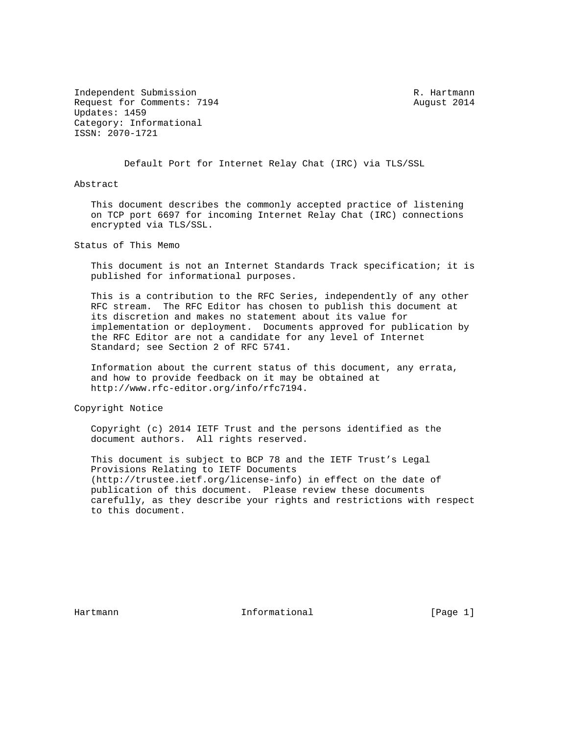Independent Submission R. Hartmann
Request for Comments: 7194 August 2014
Updates: 1459
Category: Informational
ISSN: 2070-1721

# Default Port for Internet Relay Chat (IRC) via TLS/SSL

## Abstract

This document describes the commonly accepted practice of listening on TCP port 6697 for incoming Internet Relay Chat (IRC) connections encrypted via TLS/SSL.

## Status of This Memo

This document is not an Internet Standards Track specification; it is published for informational purposes.

This is a contribution to the RFC Series, independently of any other RFC stream. The RFC Editor has chosen to publish this document at its discretion and makes no statement about its value for implementation or deployment. Documents approved for publication by the RFC Editor are not a candidate for any level of Internet Standard; see Section 2 of RFC 5741.

Information about the current status of this document, any errata, and how to provide feedback on it may be obtained at http://www.rfc-editor.org/info/rfc7194.

## Copyright Notice

Copyright (c) 2014 IETF Trust and the persons identified as the document authors. All rights reserved.

This document is subject to BCP 78 and the IETF Trust's Legal Provisions Relating to IETF Documents (http://trustee.ietf.org/license-info) in effect on the date of publication of this document. Please review these documents carefully, as they describe your rights and restrictions with respect to this document.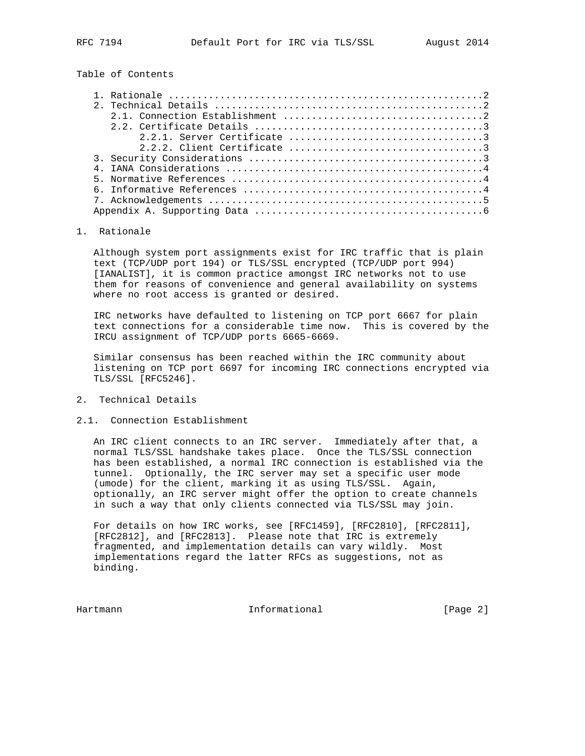Table of Contents

1. Rationale ......................................................2
2. Technical Details ..............................................2
   2.1. Connection Establishment ..................................2
   2.2. Certificate Details .......................................3
        2.2.1. Server Certificate .................................3
        2.2.2. Client Certificate .................................3
3. Security Considerations ........................................3
4. IANA Considerations ............................................4
5. Normative References ...........................................4
6. Informative References .........................................4
7. Acknowledgements ...............................................5
Appendix A. Supporting Data .......................................6

# 1. Rationale

Although system port assignments exist for IRC traffic that is plain text (TCP/UDP port 194) or TLS/SSL encrypted (TCP/UDP port 994) [IANALIST], it is common practice amongst IRC networks not to use them for reasons of convenience and general availability on systems where no root access is granted or desired.

IRC networks have defaulted to listening on TCP port 6667 for plain text connections for a considerable time now. This is covered by the IRCU assignment of TCP/UDP ports 6665-6669.

Similar consensus has been reached within the IRC community about listening on TCP port 6697 for incoming IRC connections encrypted via TLS/SSL [RFC5246].

# 2. Technical Details

## 2.1. Connection Establishment

An IRC client connects to an IRC server. Immediately after that, a normal TLS/SSL handshake takes place. Once the TLS/SSL connection has been established, a normal IRC connection is established via the tunnel. Optionally, the IRC server may set a specific user mode (umode) for the client, marking it as using TLS/SSL. Again, optionally, an IRC server might offer the option to create channels in such a way that only clients connected via TLS/SSL may join.

For details on how IRC works, see [RFC1459], [RFC2810], [RFC2811], [RFC2812], and [RFC2813]. Please note that IRC is extremely fragmented, and implementation details can vary wildly. Most implementations regard the latter RFCs as suggestions, not as binding.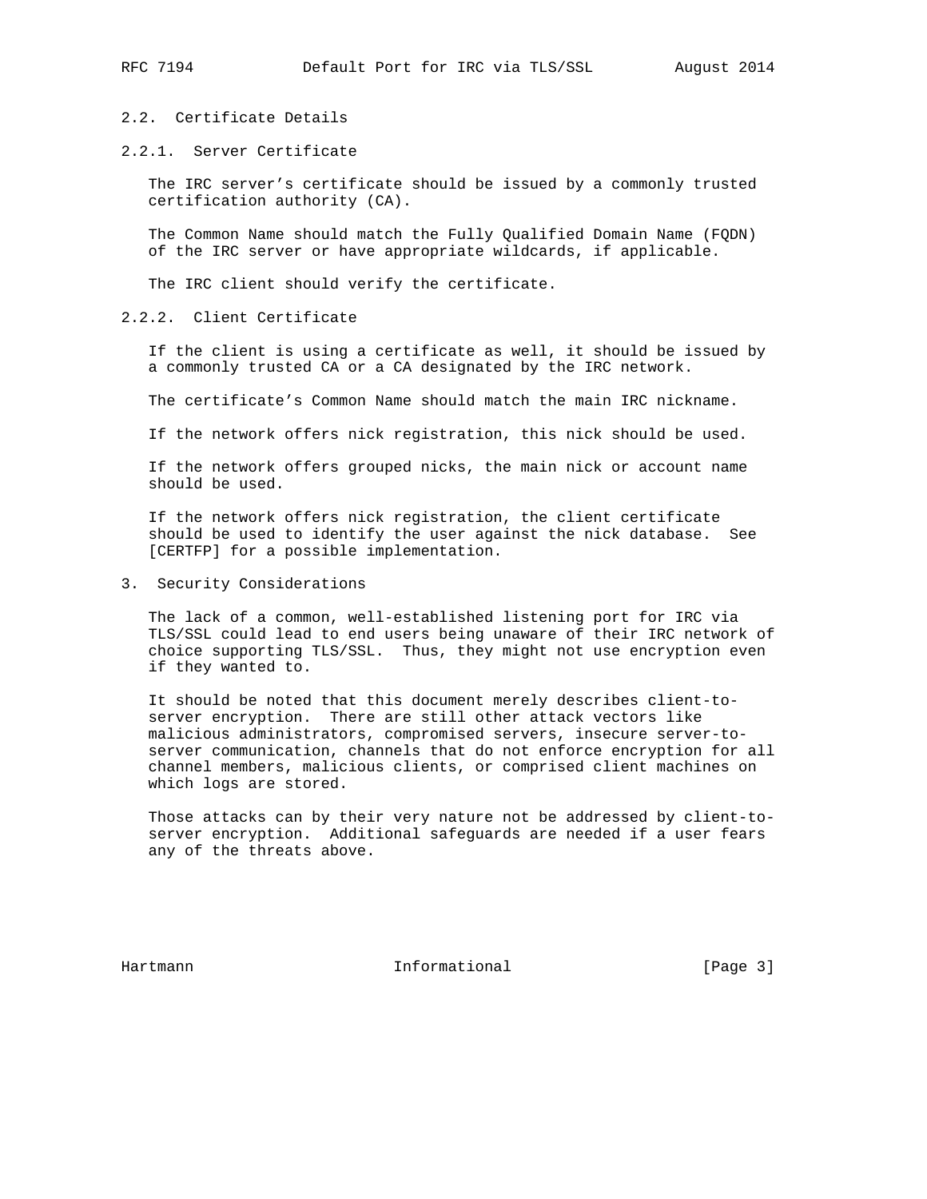### 2.2. Certificate Details

#### 2.2.1. Server Certificate

The IRC server's certificate should be issued by a commonly trusted certification authority (CA).

The Common Name should match the Fully Qualified Domain Name (FQDN) of the IRC server or have appropriate wildcards, if applicable.

The IRC client should verify the certificate.

#### 2.2.2. Client Certificate

If the client is using a certificate as well, it should be issued by a commonly trusted CA or a CA designated by the IRC network.

The certificate's Common Name should match the main IRC nickname.

If the network offers nick registration, this nick should be used.

If the network offers grouped nicks, the main nick or account name should be used.

If the network offers nick registration, the client certificate should be used to identify the user against the nick database. See [CERTFP] for a possible implementation.

## 3. Security Considerations

The lack of a common, well-established listening port for IRC via TLS/SSL could lead to end users being unaware of their IRC network of choice supporting TLS/SSL. Thus, they might not use encryption even if they wanted to.

It should be noted that this document merely describes client-to-server encryption. There are still other attack vectors like malicious administrators, compromised servers, insecure server-to-server communication, channels that do not enforce encryption for all channel members, malicious clients, or comprised client machines on which logs are stored.

Those attacks can by their very nature not be addressed by client-to-server encryption. Additional safeguards are needed if a user fears any of the threats above.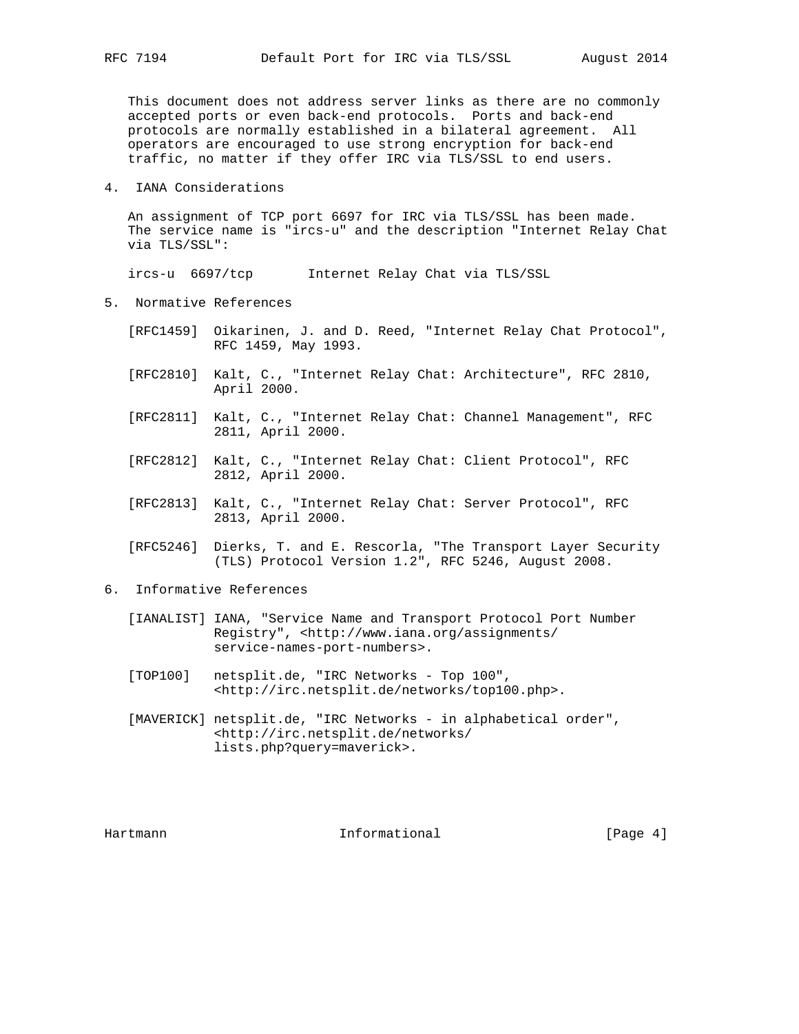This document does not address server links as there are no commonly accepted ports or even back-end protocols. Ports and back-end protocols are normally established in a bilateral agreement. All operators are encouraged to use strong encryption for back-end traffic, no matter if they offer IRC via TLS/SSL to end users.

## 4. IANA Considerations

An assignment of TCP port 6697 for IRC via TLS/SSL has been made. The service name is "ircs-u" and the description "Internet Relay Chat via TLS/SSL":

```
ircs-u  6697/tcp       Internet Relay Chat via TLS/SSL
```

## 5. Normative References

[RFC1459] Oikarinen, J. and D. Reed, "Internet Relay Chat Protocol", RFC 1459, May 1993.

[RFC2810] Kalt, C., "Internet Relay Chat: Architecture", RFC 2810, April 2000.

[RFC2811] Kalt, C., "Internet Relay Chat: Channel Management", RFC 2811, April 2000.

[RFC2812] Kalt, C., "Internet Relay Chat: Client Protocol", RFC 2812, April 2000.

[RFC2813] Kalt, C., "Internet Relay Chat: Server Protocol", RFC 2813, April 2000.

[RFC5246] Dierks, T. and E. Rescorla, "The Transport Layer Security (TLS) Protocol Version 1.2", RFC 5246, August 2008.

## 6. Informative References

[IANALIST] IANA, "Service Name and Transport Protocol Port Number Registry", <http://www.iana.org/assignments/service-names-port-numbers>.

[TOP100] netsplit.de, "IRC Networks - Top 100", <http://irc.netsplit.de/networks/top100.php>.

[MAVERICK] netsplit.de, "IRC Networks - in alphabetical order", <http://irc.netsplit.de/networks/lists.php?query=maverick>.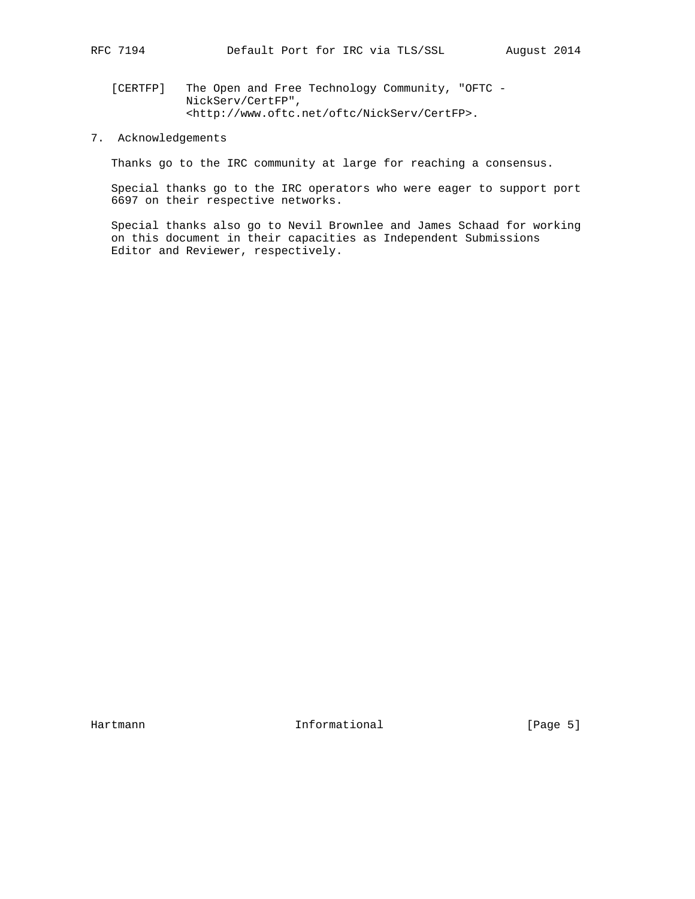[CERTFP] The Open and Free Technology Community, "OFTC - NickServ/CertFP", <http://www.oftc.net/oftc/NickServ/CertFP>.

## 7. Acknowledgements

Thanks go to the IRC community at large for reaching a consensus.

Special thanks go to the IRC operators who were eager to support port 6697 on their respective networks.

Special thanks also go to Nevil Brownlee and James Schaad for working on this document in their capacities as Independent Submissions Editor and Reviewer, respectively.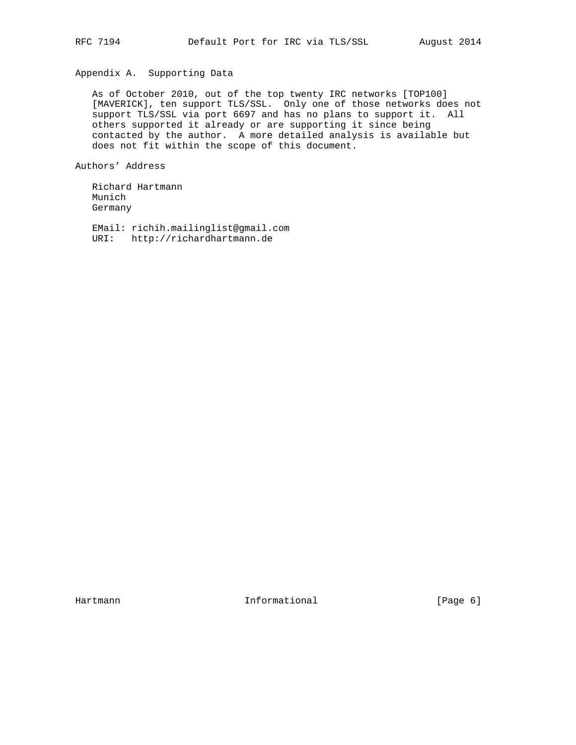## Appendix A. Supporting Data

As of October 2010, out of the top twenty IRC networks [TOP100] [MAVERICK], ten support TLS/SSL. Only one of those networks does not support TLS/SSL via port 6697 and has no plans to support it. All others supported it already or are supporting it since being contacted by the author. A more detailed analysis is available but does not fit within the scope of this document.

## Authors' Address

Richard Hartmann
Munich
Germany

EMail: richih.mailinglist@gmail.com
URI: http://richardhartmann.de